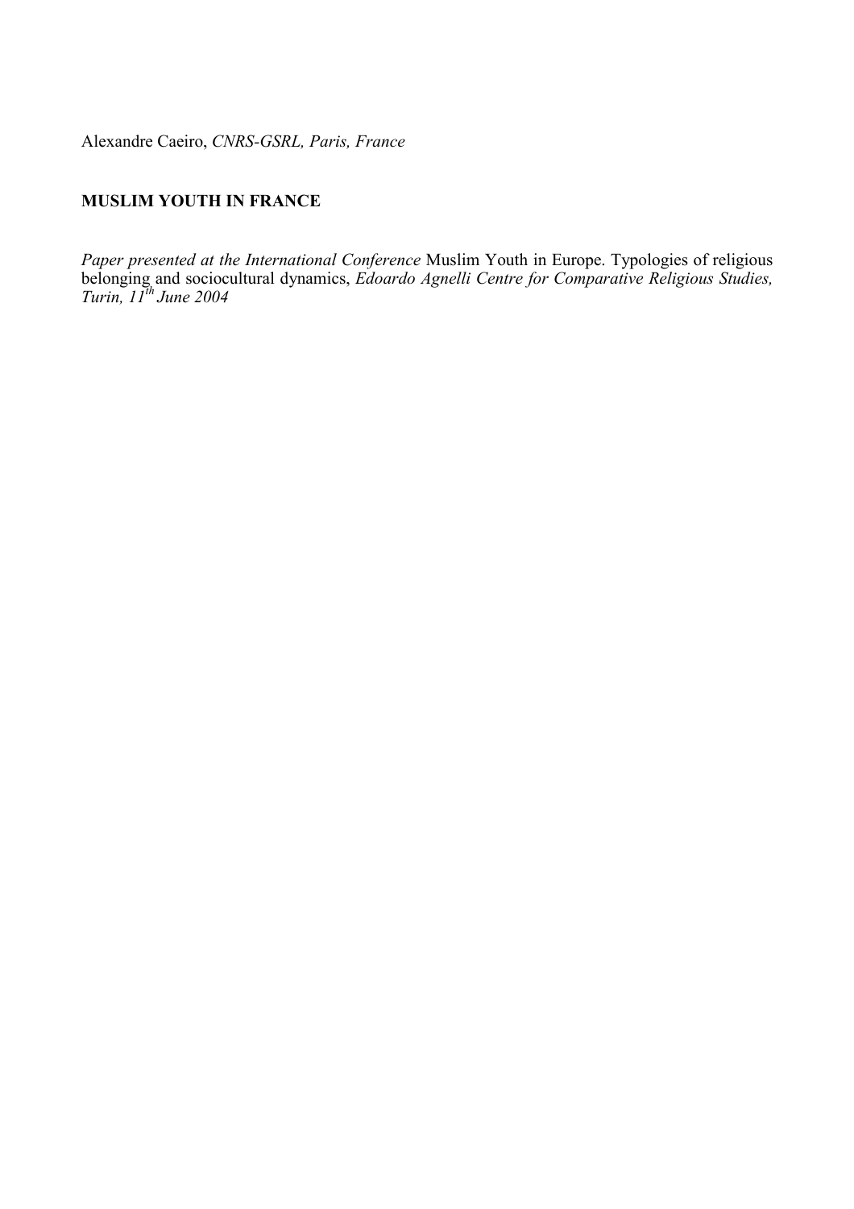Alexandre Caeiro, *CNRS-GSRL, Paris, France*

**MUSLIM YOUTH IN FRANCE**

*Paper presented at the International Conference* Muslim Youth in Europe. Typologies of religious belonging and sociocultural dynamics, *Edoardo Agnelli Centre for Comparative Religious Studies, Turin, 11th June 2004*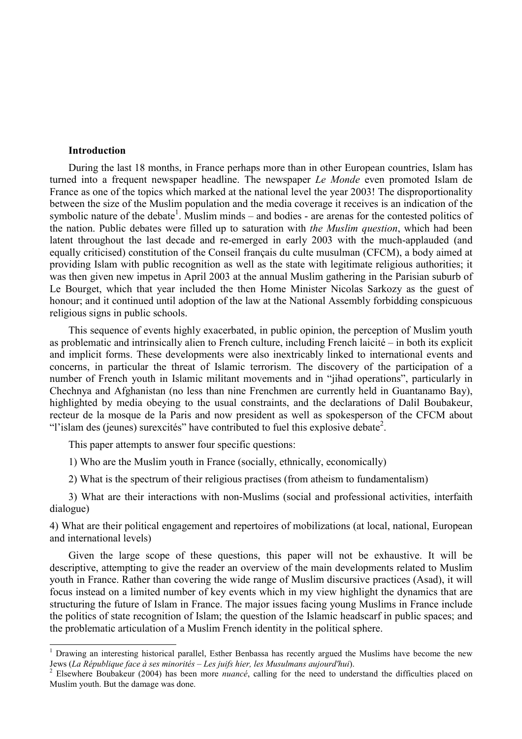## Introduction

During the last 18 months, in France perhaps more than in other European countries, Islam has turned into a frequent newspaper headline. The newspaper *Le Monde* even promoted Islam de France as one of the topics which marked at the national level the year 2003! The disproportionality between the size of the Muslim population and the media coverage it receives is an indication of the symbolic nature of the debate[1]. Muslim minds – and bodies - are arenas for the contested politics of the nation. Public debates were filled up to saturation with *the Muslim question*, which had been latent throughout the last decade and re-emerged in early 2003 with the much-applauded (and equally criticised) constitution of the Conseil français du culte musulman (CFCM), a body aimed at providing Islam with public recognition as well as the state with legitimate religious authorities; it was then given new impetus in April 2003 at the annual Muslim gathering in the Parisian suburb of Le Bourget, which that year included the then Home Minister Nicolas Sarkozy as the guest of honour; and it continued until adoption of the law at the National Assembly forbidding conspicuous religious signs in public schools.

This sequence of events highly exacerbated, in public opinion, the perception of Muslim youth as problematic and intrinsically alien to French culture, including French laicité – in both its explicit and implicit forms. These developments were also inextricably linked to international events and concerns, in particular the threat of Islamic terrorism. The discovery of the participation of a number of French youth in Islamic militant movements and in "jihad operations", particularly in Chechnya and Afghanistan (no less than nine Frenchmen are currently held in Guantanamo Bay), highlighted by media obeying to the usual constraints, and the declarations of Dalil Boubakeur, recteur de la mosque de la Paris and now president as well as spokesperson of the CFCM about "l'islam des (jeunes) surexcités" have contributed to fuel this explosive debate[2].

This paper attempts to answer four specific questions:

1) Who are the Muslim youth in France (socially, ethnically, economically)

2) What is the spectrum of their religious practises (from atheism to fundamentalism)

3) What are their interactions with non-Muslims (social and professional activities, interfaith dialogue)

4) What are their political engagement and repertoires of mobilizations (at local, national, European and international levels)

Given the large scope of these questions, this paper will not be exhaustive. It will be descriptive, attempting to give the reader an overview of the main developments related to Muslim youth in France. Rather than covering the wide range of Muslim discursive practices (Asad), it will focus instead on a limited number of key events which in my view highlight the dynamics that are structuring the future of Islam in France. The major issues facing young Muslims in France include the politics of state recognition of Islam; the question of the Islamic headscarf in public spaces; and the problematic articulation of a Muslim French identity in the political sphere.

---

[1] Drawing an interesting historical parallel, Esther Benbassa has recently argued the Muslims have become the new Jews (*La République face à ses minorités – Les juifs hier, les Musulmans aujourd'hui*).

[2] Elsewhere Boubakeur (2004) has been more *nuancé*, calling for the need to understand the difficulties placed on Muslim youth. But the damage was done.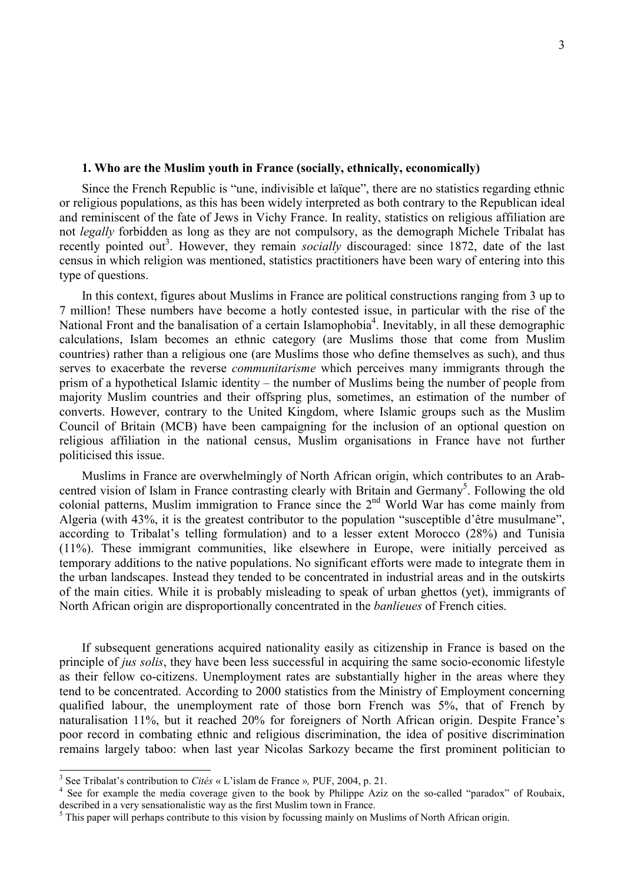### 1. Who are the Muslim youth in France (socially, ethnically, economically)

Since the French Republic is "une, indivisible et laïque", there are no statistics regarding ethnic or religious populations, as this has been widely interpreted as both contrary to the Republican ideal and reminiscent of the fate of Jews in Vichy France. In reality, statistics on religious affiliation are not *legally* forbidden as long as they are not compulsory, as the demograph Michele Tribalat has recently pointed out[3]. However, they remain *socially* discouraged: since 1872, date of the last census in which religion was mentioned, statistics practitioners have been wary of entering into this type of questions.

In this context, figures about Muslims in France are political constructions ranging from 3 up to 7 million! These numbers have become a hotly contested issue, in particular with the rise of the National Front and the banalisation of a certain Islamophobia[4]. Inevitably, in all these demographic calculations, Islam becomes an ethnic category (are Muslims those that come from Muslim countries) rather than a religious one (are Muslims those who define themselves as such), and thus serves to exacerbate the reverse *communitarisme* which perceives many immigrants through the prism of a hypothetical Islamic identity – the number of Muslims being the number of people from majority Muslim countries and their offspring plus, sometimes, an estimation of the number of converts. However, contrary to the United Kingdom, where Islamic groups such as the Muslim Council of Britain (MCB) have been campaigning for the inclusion of an optional question on religious affiliation in the national census, Muslim organisations in France have not further politicised this issue.

Muslims in France are overwhelmingly of North African origin, which contributes to an Arab-centred vision of Islam in France contrasting clearly with Britain and Germany[5]. Following the old colonial patterns, Muslim immigration to France since the 2nd World War has come mainly from Algeria (with 43%, it is the greatest contributor to the population "susceptible d'être musulmane", according to Tribalat's telling formulation) and to a lesser extent Morocco (28%) and Tunisia (11%). These immigrant communities, like elsewhere in Europe, were initially perceived as temporary additions to the native populations. No significant efforts were made to integrate them in the urban landscapes. Instead they tended to be concentrated in industrial areas and in the outskirts of the main cities. While it is probably misleading to speak of urban ghettos (yet), immigrants of North African origin are disproportionally concentrated in the *banlieues* of French cities.

If subsequent generations acquired nationality easily as citizenship in France is based on the principle of *jus solis*, they have been less successful in acquiring the same socio-economic lifestyle as their fellow co-citizens. Unemployment rates are substantially higher in the areas where they tend to be concentrated. According to 2000 statistics from the Ministry of Employment concerning qualified labour, the unemployment rate of those born French was 5%, that of French by naturalisation 11%, but it reached 20% for foreigners of North African origin. Despite France's poor record in combating ethnic and religious discrimination, the idea of positive discrimination remains largely taboo: when last year Nicolas Sarkozy became the first prominent politician to

---

[3] See Tribalat's contribution to *Cités* « L'islam de France », PUF, 2004, p. 21.

[4] See for example the media coverage given to the book by Philippe Aziz on the so-called "paradox" of Roubaix, described in a very sensationalistic way as the first Muslim town in France.

[5] This paper will perhaps contribute to this vision by focussing mainly on Muslims of North African origin.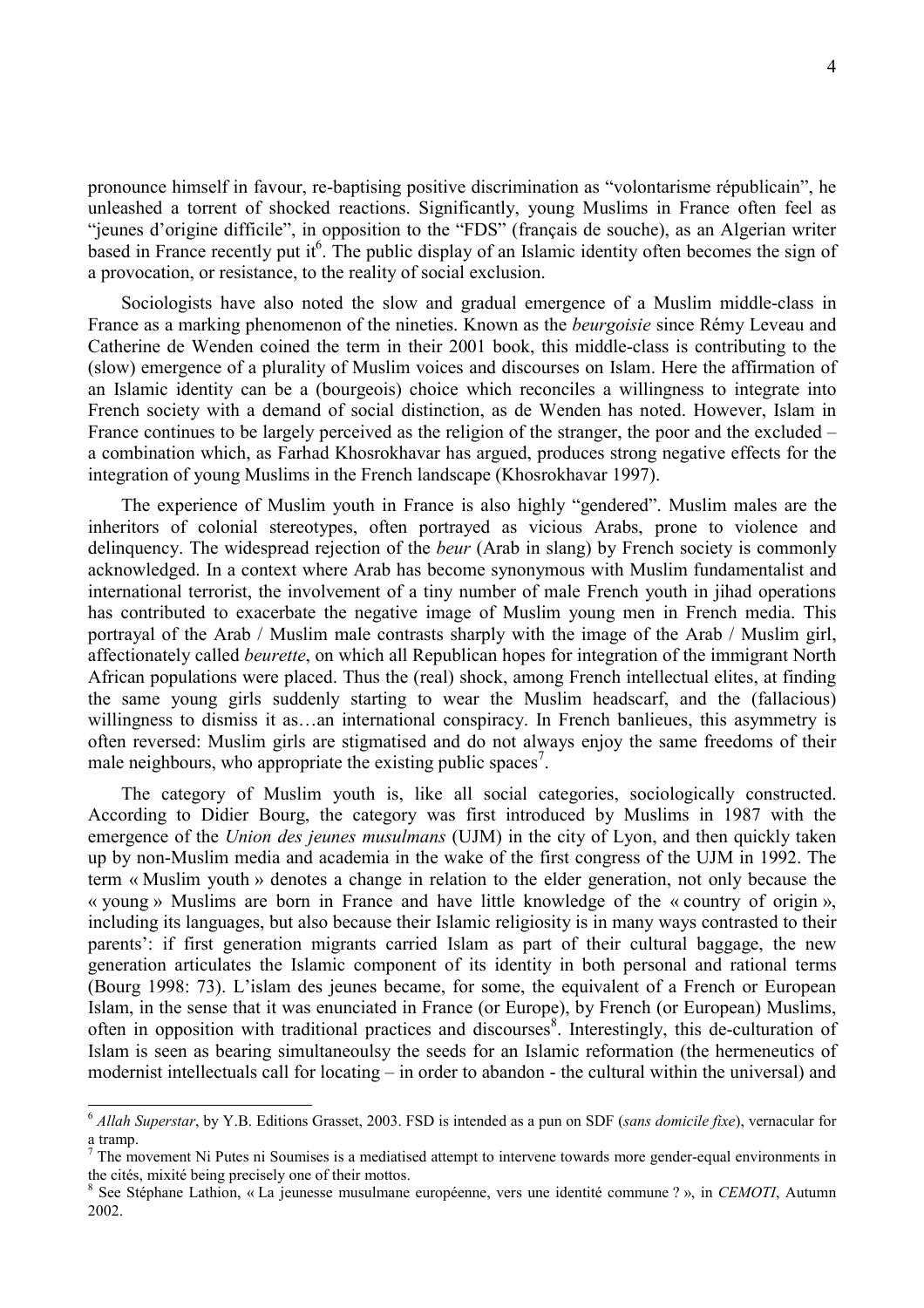pronounce himself in favour, re-baptising positive discrimination as "volontarisme républicain", he unleashed a torrent of shocked reactions. Significantly, young Muslims in France often feel as "jeunes d'origine difficile", in opposition to the "FDS" (français de souche), as an Algerian writer based in France recently put it[6]. The public display of an Islamic identity often becomes the sign of a provocation, or resistance, to the reality of social exclusion.

Sociologists have also noted the slow and gradual emergence of a Muslim middle-class in France as a marking phenomenon of the nineties. Known as the *beurgoisie* since Rémy Leveau and Catherine de Wenden coined the term in their 2001 book, this middle-class is contributing to the (slow) emergence of a plurality of Muslim voices and discourses on Islam. Here the affirmation of an Islamic identity can be a (bourgeois) choice which reconciles a willingness to integrate into French society with a demand of social distinction, as de Wenden has noted. However, Islam in France continues to be largely perceived as the religion of the stranger, the poor and the excluded – a combination which, as Farhad Khosrokhavar has argued, produces strong negative effects for the integration of young Muslims in the French landscape (Khosrokhavar 1997).

The experience of Muslim youth in France is also highly "gendered". Muslim males are the inheritors of colonial stereotypes, often portrayed as vicious Arabs, prone to violence and delinquency. The widespread rejection of the *beur* (Arab in slang) by French society is commonly acknowledged. In a context where Arab has become synonymous with Muslim fundamentalist and international terrorist, the involvement of a tiny number of male French youth in jihad operations has contributed to exacerbate the negative image of Muslim young men in French media. This portrayal of the Arab / Muslim male contrasts sharply with the image of the Arab / Muslim girl, affectionately called *beurette*, on which all Republican hopes for integration of the immigrant North African populations were placed. Thus the (real) shock, among French intellectual elites, at finding the same young girls suddenly starting to wear the Muslim headscarf, and the (fallacious) willingness to dismiss it as…an international conspiracy. In French banlieues, this asymmetry is often reversed: Muslim girls are stigmatised and do not always enjoy the same freedoms of their male neighbours, who appropriate the existing public spaces[7].

The category of Muslim youth is, like all social categories, sociologically constructed. According to Didier Bourg, the category was first introduced by Muslims in 1987 with the emergence of the *Union des jeunes musulmans* (UJM) in the city of Lyon, and then quickly taken up by non-Muslim media and academia in the wake of the first congress of the UJM in 1992. The term « Muslim youth » denotes a change in relation to the elder generation, not only because the « young » Muslims are born in France and have little knowledge of the « country of origin », including its languages, but also because their Islamic religiosity is in many ways contrasted to their parents': if first generation migrants carried Islam as part of their cultural baggage, the new generation articulates the Islamic component of its identity in both personal and rational terms (Bourg 1998: 73). L'islam des jeunes became, for some, the equivalent of a French or European Islam, in the sense that it was enunciated in France (or Europe), by French (or European) Muslims, often in opposition with traditional practices and discourses[8]. Interestingly, this de-culturation of Islam is seen as bearing simultaneoulsy the seeds for an Islamic reformation (the hermeneutics of modernist intellectuals call for locating – in order to abandon - the cultural within the universal) and

---

[6] *Allah Superstar*, by Y.B. Editions Grasset, 2003. FSD is intended as a pun on SDF (*sans domicile fixe*), vernacular for a tramp.

[7] The movement Ni Putes ni Soumises is a mediatised attempt to intervene towards more gender-equal environments in the cités, mixité being precisely one of their mottos.

[8] See Stéphane Lathion, « La jeunesse musulmane européenne, vers une identité commune ? », in *CEMOTI*, Autumn 2002.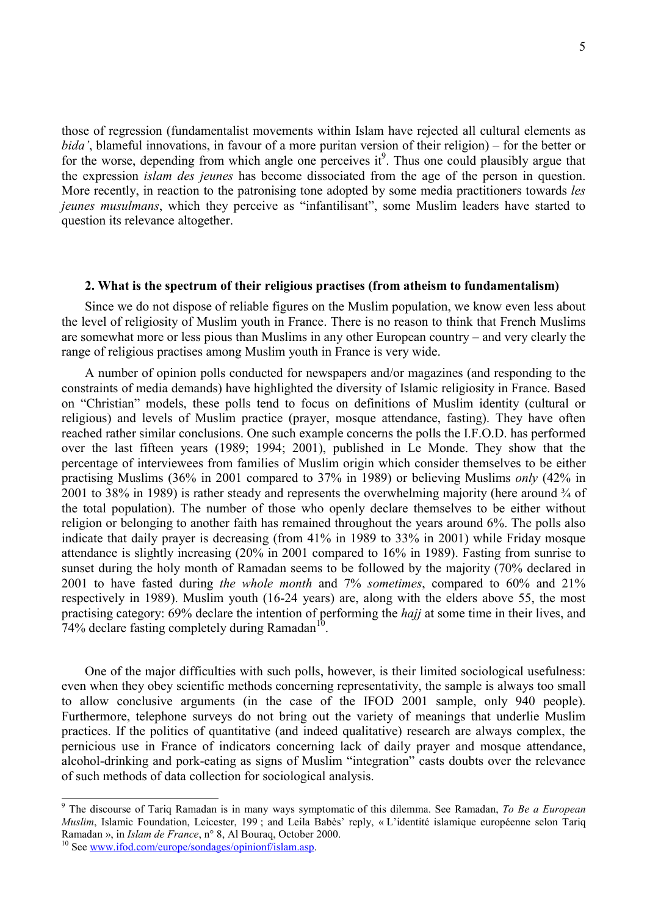those of regression (fundamentalist movements within Islam have rejected all cultural elements as *bida'*, blameful innovations, in favour of a more puritan version of their religion) – for the better or for the worse, depending from which angle one perceives it[9]. Thus one could plausibly argue that the expression *islam des jeunes* has become dissociated from the age of the person in question. More recently, in reaction to the patronising tone adopted by some media practitioners towards *les jeunes musulmans*, which they perceive as "infantilisant", some Muslim leaders have started to question its relevance altogether.

### 2. What is the spectrum of their religious practises (from atheism to fundamentalism)

Since we do not dispose of reliable figures on the Muslim population, we know even less about the level of religiosity of Muslim youth in France. There is no reason to think that French Muslims are somewhat more or less pious than Muslims in any other European country – and very clearly the range of religious practises among Muslim youth in France is very wide.

A number of opinion polls conducted for newspapers and/or magazines (and responding to the constraints of media demands) have highlighted the diversity of Islamic religiosity in France. Based on "Christian" models, these polls tend to focus on definitions of Muslim identity (cultural or religious) and levels of Muslim practice (prayer, mosque attendance, fasting). They have often reached rather similar conclusions. One such example concerns the polls the I.F.O.D. has performed over the last fifteen years (1989; 1994; 2001), published in Le Monde. They show that the percentage of interviewees from families of Muslim origin which consider themselves to be either practising Muslims (36% in 2001 compared to 37% in 1989) or believing Muslims *only* (42% in 2001 to 38% in 1989) is rather steady and represents the overwhelming majority (here around ¾ of the total population). The number of those who openly declare themselves to be either without religion or belonging to another faith has remained throughout the years around 6%. The polls also indicate that daily prayer is decreasing (from 41% in 1989 to 33% in 2001) while Friday mosque attendance is slightly increasing (20% in 2001 compared to 16% in 1989). Fasting from sunrise to sunset during the holy month of Ramadan seems to be followed by the majority (70% declared in 2001 to have fasted during *the whole month* and 7% *sometimes*, compared to 60% and 21% respectively in 1989). Muslim youth (16-24 years) are, along with the elders above 55, the most practising category: 69% declare the intention of performing the *hajj* at some time in their lives, and 74% declare fasting completely during Ramadan[10].

One of the major difficulties with such polls, however, is their limited sociological usefulness: even when they obey scientific methods concerning representativity, the sample is always too small to allow conclusive arguments (in the case of the IFOD 2001 sample, only 940 people). Furthermore, telephone surveys do not bring out the variety of meanings that underlie Muslim practices. If the politics of quantitative (and indeed qualitative) research are always complex, the pernicious use in France of indicators concerning lack of daily prayer and mosque attendance, alcohol-drinking and pork-eating as signs of Muslim "integration" casts doubts over the relevance of such methods of data collection for sociological analysis.

---

[9] The discourse of Tariq Ramadan is in many ways symptomatic of this dilemma. See Ramadan, *To Be a European Muslim*, Islamic Foundation, Leicester, 199 ; and Leila Babès' reply, « L'identité islamique européenne selon Tariq Ramadan », in *Islam de France*, n° 8, Al Bouraq, October 2000.

[10] See www.ifod.com/europe/sondages/opinionf/islam.asp.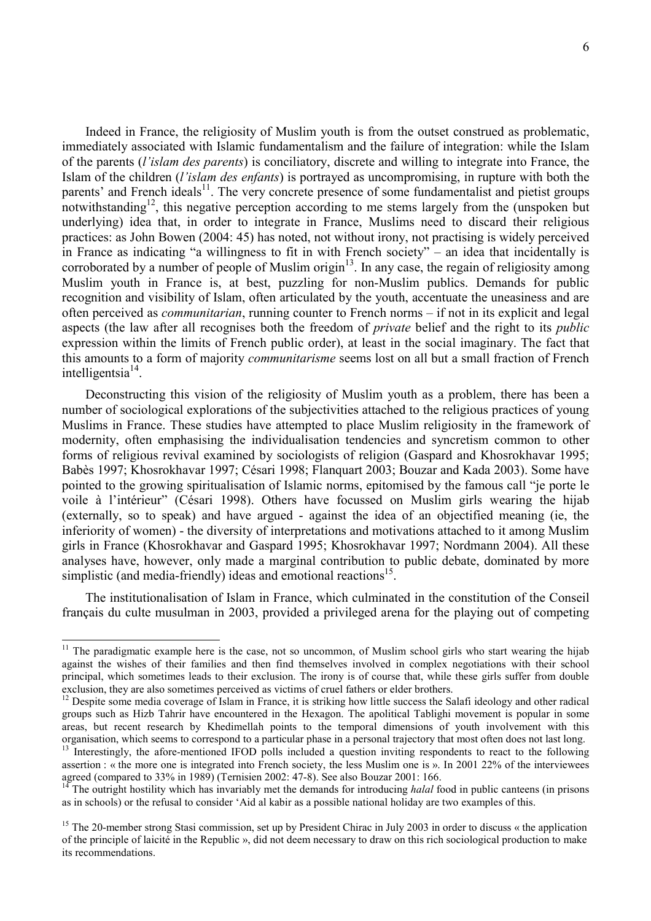Indeed in France, the religiosity of Muslim youth is from the outset construed as problematic, immediately associated with Islamic fundamentalism and the failure of integration: while the Islam of the parents (*l'islam des parents*) is conciliatory, discrete and willing to integrate into France, the Islam of the children (*l'islam des enfants*) is portrayed as uncompromising, in rupture with both the parents' and French ideals[11]. The very concrete presence of some fundamentalist and pietist groups notwithstanding[12], this negative perception according to me stems largely from the (unspoken but underlying) idea that, in order to integrate in France, Muslims need to discard their religious practices: as John Bowen (2004: 45) has noted, not without irony, not practising is widely perceived in France as indicating "a willingness to fit in with French society" – an idea that incidentally is corroborated by a number of people of Muslim origin[13]. In any case, the regain of religiosity among Muslim youth in France is, at best, puzzling for non-Muslim publics. Demands for public recognition and visibility of Islam, often articulated by the youth, accentuate the uneasiness and are often perceived as *communitarian*, running counter to French norms – if not in its explicit and legal aspects (the law after all recognises both the freedom of *private* belief and the right to its *public* expression within the limits of French public order), at least in the social imaginary. The fact that this amounts to a form of majority *communitarisme* seems lost on all but a small fraction of French intelligentsia[14].

Deconstructing this vision of the religiosity of Muslim youth as a problem, there has been a number of sociological explorations of the subjectivities attached to the religious practices of young Muslims in France. These studies have attempted to place Muslim religiosity in the framework of modernity, often emphasising the individualisation tendencies and syncretism common to other forms of religious revival examined by sociologists of religion (Gaspard and Khosrokhavar 1995; Babès 1997; Khosrokhavar 1997; Césari 1998; Flanquart 2003; Bouzar and Kada 2003). Some have pointed to the growing spiritualisation of Islamic norms, epitomised by the famous call "je porte le voile à l'intérieur" (Césari 1998). Others have focussed on Muslim girls wearing the hijab (externally, so to speak) and have argued - against the idea of an objectified meaning (ie, the inferiority of women) - the diversity of interpretations and motivations attached to it among Muslim girls in France (Khosrokhavar and Gaspard 1995; Khosrokhavar 1997; Nordmann 2004). All these analyses have, however, only made a marginal contribution to public debate, dominated by more simplistic (and media-friendly) ideas and emotional reactions[15].

The institutionalisation of Islam in France, which culminated in the constitution of the Conseil français du culte musulman in 2003, provided a privileged arena for the playing out of competing

---

[11] The paradigmatic example here is the case, not so uncommon, of Muslim school girls who start wearing the hijab against the wishes of their families and then find themselves involved in complex negotiations with their school principal, which sometimes leads to their exclusion. The irony is of course that, while these girls suffer from double exclusion, they are also sometimes perceived as victims of cruel fathers or elder brothers.

[12] Despite some media coverage of Islam in France, it is striking how little success the Salafi ideology and other radical groups such as Hizb Tahrir have encountered in the Hexagon. The apolitical Tablighi movement is popular in some areas, but recent research by Khedimellah points to the temporal dimensions of youth involvement with this organisation, which seems to correspond to a particular phase in a personal trajectory that most often does not last long.

[13] Interestingly, the afore-mentioned IFOD polls included a question inviting respondents to react to the following assertion : « the more one is integrated into French society, the less Muslim one is ». In 2001 22% of the interviewees agreed (compared to 33% in 1989) (Ternisien 2002: 47-8). See also Bouzar 2001: 166.

[14] The outright hostility which has invariably met the demands for introducing *halal* food in public canteens (in prisons as in schools) or the refusal to consider 'Aid al kabir as a possible national holiday are two examples of this.

[15] The 20-member strong Stasi commission, set up by President Chirac in July 2003 in order to discuss « the application of the principle of laicité in the Republic », did not deem necessary to draw on this rich sociological production to make its recommendations.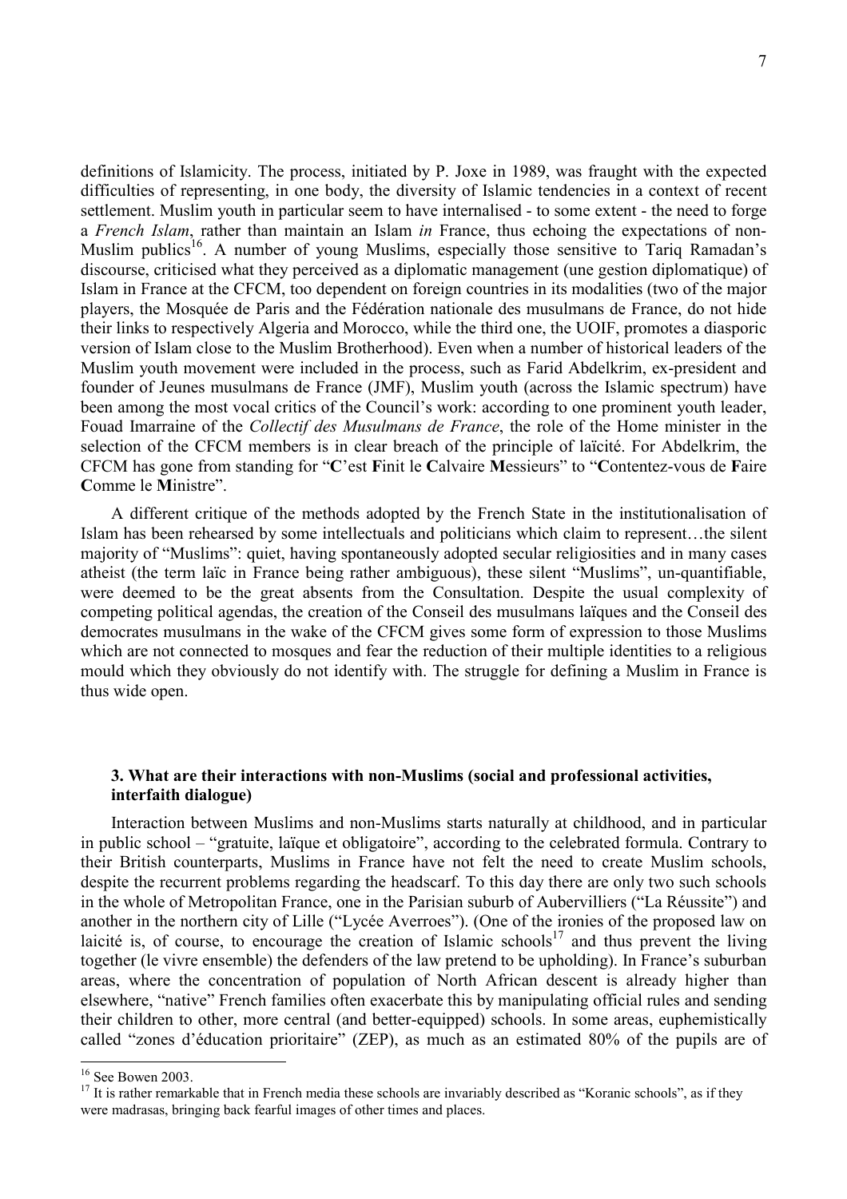definitions of Islamicity. The process, initiated by P. Joxe in 1989, was fraught with the expected difficulties of representing, in one body, the diversity of Islamic tendencies in a context of recent settlement. Muslim youth in particular seem to have internalised - to some extent - the need to forge a *French Islam*, rather than maintain an Islam *in* France, thus echoing the expectations of non-Muslim publics[16]. A number of young Muslims, especially those sensitive to Tariq Ramadan's discourse, criticised what they perceived as a diplomatic management (une gestion diplomatique) of Islam in France at the CFCM, too dependent on foreign countries in its modalities (two of the major players, the Mosquée de Paris and the Fédération nationale des musulmans de France, do not hide their links to respectively Algeria and Morocco, while the third one, the UOIF, promotes a diasporic version of Islam close to the Muslim Brotherhood). Even when a number of historical leaders of the Muslim youth movement were included in the process, such as Farid Abdelkrim, ex-president and founder of Jeunes musulmans de France (JMF), Muslim youth (across the Islamic spectrum) have been among the most vocal critics of the Council's work: according to one prominent youth leader, Fouad Imarraine of the *Collectif des Musulmans de France*, the role of the Home minister in the selection of the CFCM members is in clear breach of the principle of laïcité. For Abdelkrim, the CFCM has gone from standing for "**C**'est **F**init le **C**alvaire **M**essieurs" to "**C**ontentez-vous de **F**aire **C**omme le **M**inistre".

A different critique of the methods adopted by the French State in the institutionalisation of Islam has been rehearsed by some intellectuals and politicians which claim to represent…the silent majority of "Muslims": quiet, having spontaneously adopted secular religiosities and in many cases atheist (the term laïc in France being rather ambiguous), these silent "Muslims", un-quantifiable, were deemed to be the great absents from the Consultation. Despite the usual complexity of competing political agendas, the creation of the Conseil des musulmans laïques and the Conseil des democrates musulmans in the wake of the CFCM gives some form of expression to those Muslims which are not connected to mosques and fear the reduction of their multiple identities to a religious mould which they obviously do not identify with. The struggle for defining a Muslim in France is thus wide open.

### 3. What are their interactions with non-Muslims (social and professional activities, interfaith dialogue)

Interaction between Muslims and non-Muslims starts naturally at childhood, and in particular in public school – "gratuite, laïque et obligatoire", according to the celebrated formula. Contrary to their British counterparts, Muslims in France have not felt the need to create Muslim schools, despite the recurrent problems regarding the headscarf. To this day there are only two such schools in the whole of Metropolitan France, one in the Parisian suburb of Aubervilliers ("La Réussite") and another in the northern city of Lille ("Lycée Averroes"). (One of the ironies of the proposed law on laicité is, of course, to encourage the creation of Islamic schools[17] and thus prevent the living together (le vivre ensemble) the defenders of the law pretend to be upholding). In France's suburban areas, where the concentration of population of North African descent is already higher than elsewhere, "native" French families often exacerbate this by manipulating official rules and sending their children to other, more central (and better-equipped) schools. In some areas, euphemistically called "zones d'éducation prioritaire" (ZEP), as much as an estimated 80% of the pupils are of

---

[16] See Bowen 2003.

[17] It is rather remarkable that in French media these schools are invariably described as "Koranic schools", as if they were madrasas, bringing back fearful images of other times and places.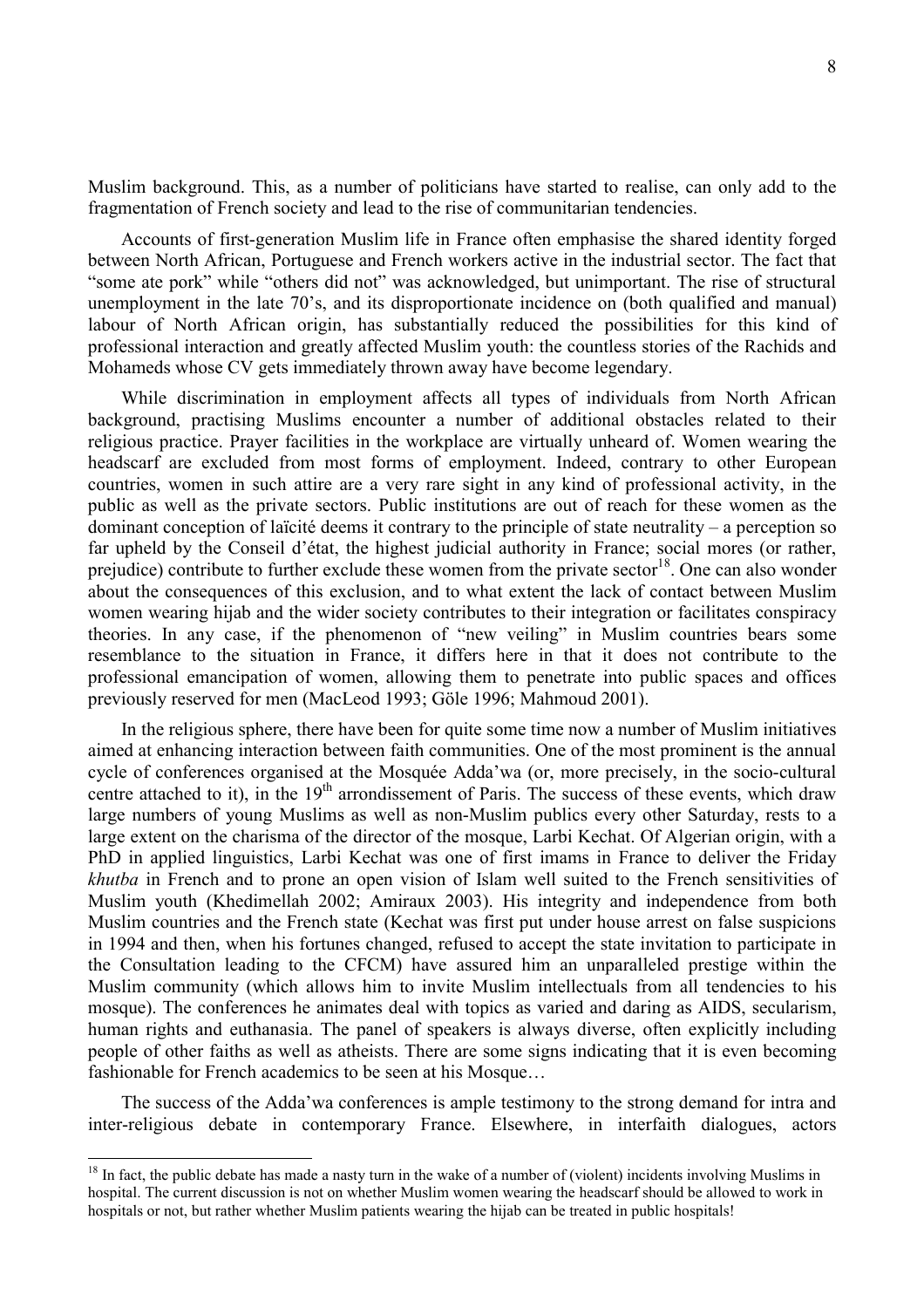Muslim background. This, as a number of politicians have started to realise, can only add to the fragmentation of French society and lead to the rise of communitarian tendencies.

Accounts of first-generation Muslim life in France often emphasise the shared identity forged between North African, Portuguese and French workers active in the industrial sector. The fact that "some ate pork" while "others did not" was acknowledged, but unimportant. The rise of structural unemployment in the late 70's, and its disproportionate incidence on (both qualified and manual) labour of North African origin, has substantially reduced the possibilities for this kind of professional interaction and greatly affected Muslim youth: the countless stories of the Rachids and Mohameds whose CV gets immediately thrown away have become legendary.

While discrimination in employment affects all types of individuals from North African background, practising Muslims encounter a number of additional obstacles related to their religious practice. Prayer facilities in the workplace are virtually unheard of. Women wearing the headscarf are excluded from most forms of employment. Indeed, contrary to other European countries, women in such attire are a very rare sight in any kind of professional activity, in the public as well as the private sectors. Public institutions are out of reach for these women as the dominant conception of laïcité deems it contrary to the principle of state neutrality – a perception so far upheld by the Conseil d'état, the highest judicial authority in France; social mores (or rather, prejudice) contribute to further exclude these women from the private sector[18]. One can also wonder about the consequences of this exclusion, and to what extent the lack of contact between Muslim women wearing hijab and the wider society contributes to their integration or facilitates conspiracy theories. In any case, if the phenomenon of "new veiling" in Muslim countries bears some resemblance to the situation in France, it differs here in that it does not contribute to the professional emancipation of women, allowing them to penetrate into public spaces and offices previously reserved for men (MacLeod 1993; Göle 1996; Mahmoud 2001).

In the religious sphere, there have been for quite some time now a number of Muslim initiatives aimed at enhancing interaction between faith communities. One of the most prominent is the annual cycle of conferences organised at the Mosquée Adda'wa (or, more precisely, in the socio-cultural centre attached to it), in the 19th arrondissement of Paris. The success of these events, which draw large numbers of young Muslims as well as non-Muslim publics every other Saturday, rests to a large extent on the charisma of the director of the mosque, Larbi Kechat. Of Algerian origin, with a PhD in applied linguistics, Larbi Kechat was one of first imams in France to deliver the Friday *khutba* in French and to prone an open vision of Islam well suited to the French sensitivities of Muslim youth (Khedimellah 2002; Amiraux 2003). His integrity and independence from both Muslim countries and the French state (Kechat was first put under house arrest on false suspicions in 1994 and then, when his fortunes changed, refused to accept the state invitation to participate in the Consultation leading to the CFCM) have assured him an unparalleled prestige within the Muslim community (which allows him to invite Muslim intellectuals from all tendencies to his mosque). The conferences he animates deal with topics as varied and daring as AIDS, secularism, human rights and euthanasia. The panel of speakers is always diverse, often explicitly including people of other faiths as well as atheists. There are some signs indicating that it is even becoming fashionable for French academics to be seen at his Mosque…

The success of the Adda'wa conferences is ample testimony to the strong demand for intra and inter-religious debate in contemporary France. Elsewhere, in interfaith dialogues, actors

[18] In fact, the public debate has made a nasty turn in the wake of a number of (violent) incidents involving Muslims in hospital. The current discussion is not on whether Muslim women wearing the headscarf should be allowed to work in hospitals or not, but rather whether Muslim patients wearing the hijab can be treated in public hospitals!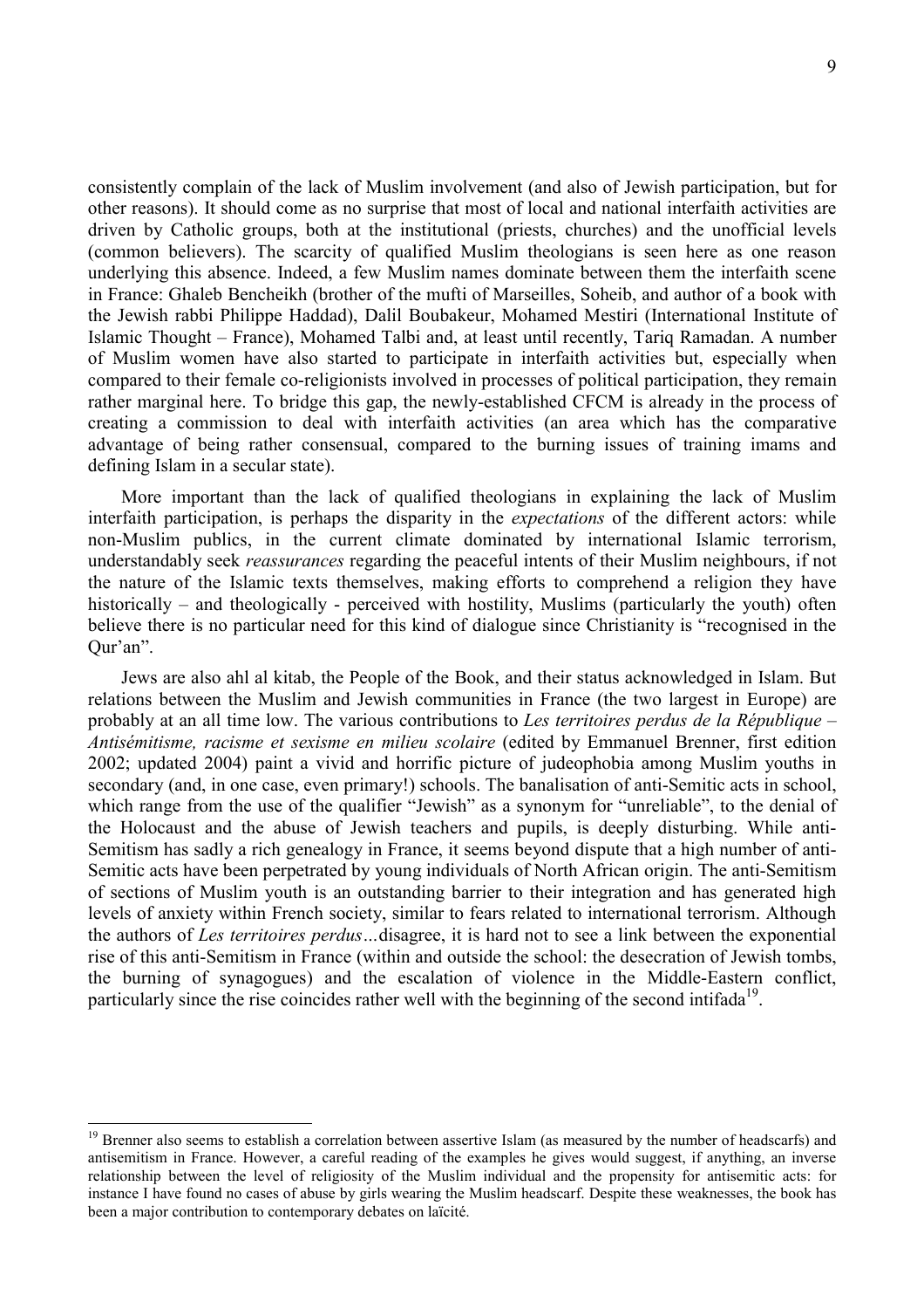consistently complain of the lack of Muslim involvement (and also of Jewish participation, but for other reasons). It should come as no surprise that most of local and national interfaith activities are driven by Catholic groups, both at the institutional (priests, churches) and the unofficial levels (common believers). The scarcity of qualified Muslim theologians is seen here as one reason underlying this absence. Indeed, a few Muslim names dominate between them the interfaith scene in France: Ghaleb Bencheikh (brother of the mufti of Marseilles, Soheib, and author of a book with the Jewish rabbi Philippe Haddad), Dalil Boubakeur, Mohamed Mestiri (International Institute of Islamic Thought – France), Mohamed Talbi and, at least until recently, Tariq Ramadan. A number of Muslim women have also started to participate in interfaith activities but, especially when compared to their female co-religionists involved in processes of political participation, they remain rather marginal here. To bridge this gap, the newly-established CFCM is already in the process of creating a commission to deal with interfaith activities (an area which has the comparative advantage of being rather consensual, compared to the burning issues of training imams and defining Islam in a secular state).

More important than the lack of qualified theologians in explaining the lack of Muslim interfaith participation, is perhaps the disparity in the *expectations* of the different actors: while non-Muslim publics, in the current climate dominated by international Islamic terrorism, understandably seek *reassurances* regarding the peaceful intents of their Muslim neighbours, if not the nature of the Islamic texts themselves, making efforts to comprehend a religion they have historically – and theologically - perceived with hostility, Muslims (particularly the youth) often believe there is no particular need for this kind of dialogue since Christianity is "recognised in the Qur'an".

Jews are also ahl al kitab, the People of the Book, and their status acknowledged in Islam. But relations between the Muslim and Jewish communities in France (the two largest in Europe) are probably at an all time low. The various contributions to *Les territoires perdus de la République – Antisémitisme, racisme et sexisme en milieu scolaire* (edited by Emmanuel Brenner, first edition 2002; updated 2004) paint a vivid and horrific picture of judeophobia among Muslim youths in secondary (and, in one case, even primary!) schools. The banalisation of anti-Semitic acts in school, which range from the use of the qualifier "Jewish" as a synonym for "unreliable", to the denial of the Holocaust and the abuse of Jewish teachers and pupils, is deeply disturbing. While anti-Semitism has sadly a rich genealogy in France, it seems beyond dispute that a high number of anti-Semitic acts have been perpetrated by young individuals of North African origin. The anti-Semitism of sections of Muslim youth is an outstanding barrier to their integration and has generated high levels of anxiety within French society, similar to fears related to international terrorism. Although the authors of *Les territoires perdus…*disagree, it is hard not to see a link between the exponential rise of this anti-Semitism in France (within and outside the school: the desecration of Jewish tombs, the burning of synagogues) and the escalation of violence in the Middle-Eastern conflict, particularly since the rise coincides rather well with the beginning of the second intifada[19].

---

[19] Brenner also seems to establish a correlation between assertive Islam (as measured by the number of headscarfs) and antisemitism in France. However, a careful reading of the examples he gives would suggest, if anything, an inverse relationship between the level of religiosity of the Muslim individual and the propensity for antisemitic acts: for instance I have found no cases of abuse by girls wearing the Muslim headscarf. Despite these weaknesses, the book has been a major contribution to contemporary debates on laïcité.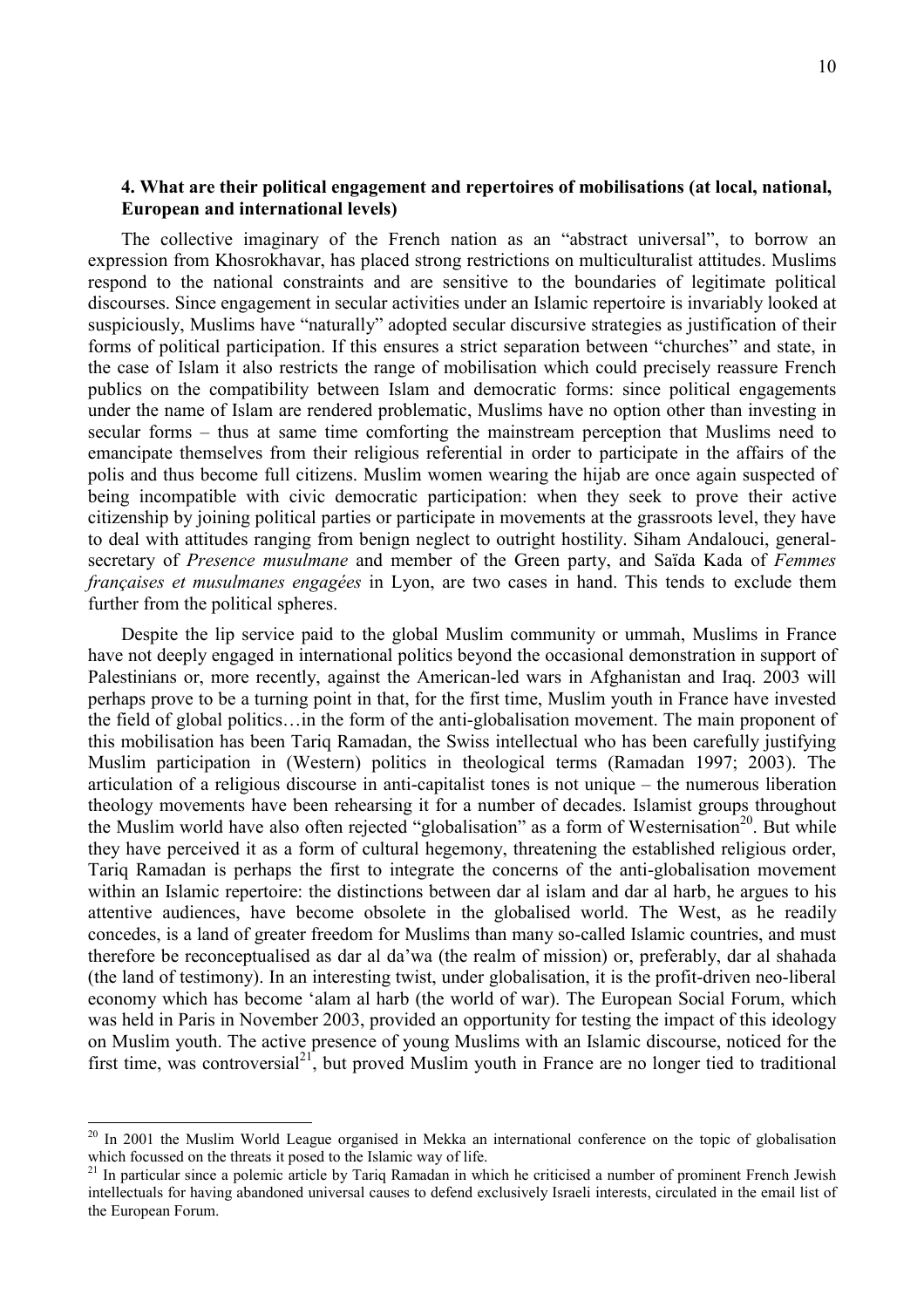### 4. What are their political engagement and repertoires of mobilisations (at local, national, European and international levels)

The collective imaginary of the French nation as an "abstract universal", to borrow an expression from Khosrokhavar, has placed strong restrictions on multiculturalist attitudes. Muslims respond to the national constraints and are sensitive to the boundaries of legitimate political discourses. Since engagement in secular activities under an Islamic repertoire is invariably looked at suspiciously, Muslims have "naturally" adopted secular discursive strategies as justification of their forms of political participation. If this ensures a strict separation between "churches" and state, in the case of Islam it also restricts the range of mobilisation which could precisely reassure French publics on the compatibility between Islam and democratic forms: since political engagements under the name of Islam are rendered problematic, Muslims have no option other than investing in secular forms – thus at same time comforting the mainstream perception that Muslims need to emancipate themselves from their religious referential in order to participate in the affairs of the polis and thus become full citizens. Muslim women wearing the hijab are once again suspected of being incompatible with civic democratic participation: when they seek to prove their active citizenship by joining political parties or participate in movements at the grassroots level, they have to deal with attitudes ranging from benign neglect to outright hostility. Siham Andalouci, general-secretary of *Presence musulmane* and member of the Green party, and Saïda Kada of *Femmes françaises et musulmanes engagées* in Lyon, are two cases in hand. This tends to exclude them further from the political spheres.

Despite the lip service paid to the global Muslim community or ummah, Muslims in France have not deeply engaged in international politics beyond the occasional demonstration in support of Palestinians or, more recently, against the American-led wars in Afghanistan and Iraq. 2003 will perhaps prove to be a turning point in that, for the first time, Muslim youth in France have invested the field of global politics…in the form of the anti-globalisation movement. The main proponent of this mobilisation has been Tariq Ramadan, the Swiss intellectual who has been carefully justifying Muslim participation in (Western) politics in theological terms (Ramadan 1997; 2003). The articulation of a religious discourse in anti-capitalist tones is not unique – the numerous liberation theology movements have been rehearsing it for a number of decades. Islamist groups throughout the Muslim world have also often rejected "globalisation" as a form of Westernisation[20]. But while they have perceived it as a form of cultural hegemony, threatening the established religious order, Tariq Ramadan is perhaps the first to integrate the concerns of the anti-globalisation movement within an Islamic repertoire: the distinctions between dar al islam and dar al harb, he argues to his attentive audiences, have become obsolete in the globalised world. The West, as he readily concedes, is a land of greater freedom for Muslims than many so-called Islamic countries, and must therefore be reconceptualised as dar al da'wa (the realm of mission) or, preferably, dar al shahada (the land of testimony). In an interesting twist, under globalisation, it is the profit-driven neo-liberal economy which has become 'alam al harb (the world of war). The European Social Forum, which was held in Paris in November 2003, provided an opportunity for testing the impact of this ideology on Muslim youth. The active presence of young Muslims with an Islamic discourse, noticed for the first time, was controversial[21], but proved Muslim youth in France are no longer tied to traditional

[20] In 2001 the Muslim World League organised in Mekka an international conference on the topic of globalisation which focussed on the threats it posed to the Islamic way of life.

[21] In particular since a polemic article by Tariq Ramadan in which he criticised a number of prominent French Jewish intellectuals for having abandoned universal causes to defend exclusively Israeli interests, circulated in the email list of the European Forum.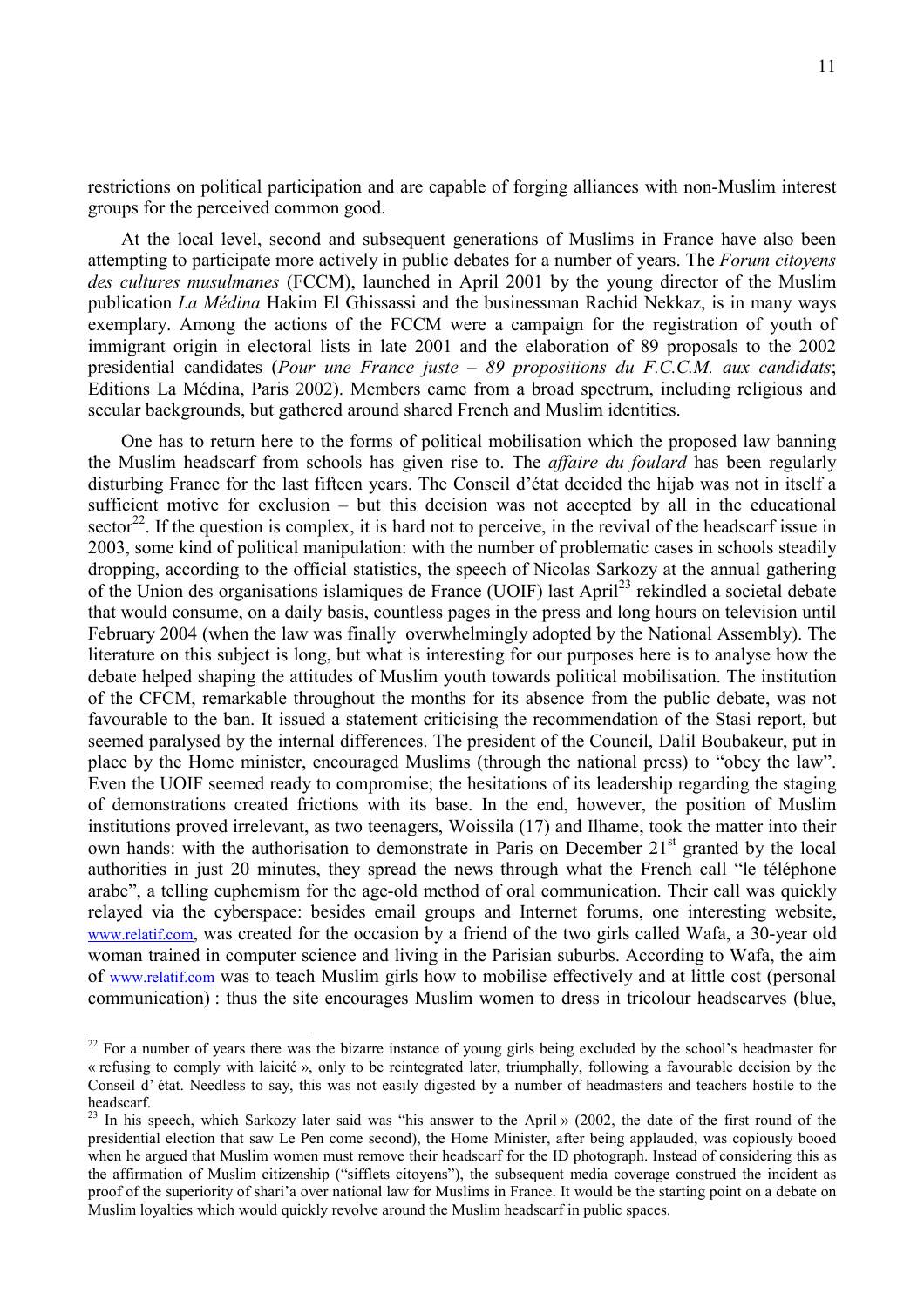restrictions on political participation and are capable of forging alliances with non-Muslim interest groups for the perceived common good.

At the local level, second and subsequent generations of Muslims in France have also been attempting to participate more actively in public debates for a number of years. The *Forum citoyens des cultures musulmanes* (FCCM), launched in April 2001 by the young director of the Muslim publication *La Médina* Hakim El Ghissassi and the businessman Rachid Nekkaz, is in many ways exemplary. Among the actions of the FCCM were a campaign for the registration of youth of immigrant origin in electoral lists in late 2001 and the elaboration of 89 proposals to the 2002 presidential candidates (*Pour une France juste – 89 propositions du F.C.C.M. aux candidats*; Editions La Médina, Paris 2002). Members came from a broad spectrum, including religious and secular backgrounds, but gathered around shared French and Muslim identities.

One has to return here to the forms of political mobilisation which the proposed law banning the Muslim headscarf from schools has given rise to. The *affaire du foulard* has been regularly disturbing France for the last fifteen years. The Conseil d'état decided the hijab was not in itself a sufficient motive for exclusion – but this decision was not accepted by all in the educational sector[22]. If the question is complex, it is hard not to perceive, in the revival of the headscarf issue in 2003, some kind of political manipulation: with the number of problematic cases in schools steadily dropping, according to the official statistics, the speech of Nicolas Sarkozy at the annual gathering of the Union des organisations islamiques de France (UOIF) last April[23] rekindled a societal debate that would consume, on a daily basis, countless pages in the press and long hours on television until February 2004 (when the law was finally overwhelmingly adopted by the National Assembly). The literature on this subject is long, but what is interesting for our purposes here is to analyse how the debate helped shaping the attitudes of Muslim youth towards political mobilisation. The institution of the CFCM, remarkable throughout the months for its absence from the public debate, was not favourable to the ban. It issued a statement criticising the recommendation of the Stasi report, but seemed paralysed by the internal differences. The president of the Council, Dalil Boubakeur, put in place by the Home minister, encouraged Muslims (through the national press) to "obey the law". Even the UOIF seemed ready to compromise; the hesitations of its leadership regarding the staging of demonstrations created frictions with its base. In the end, however, the position of Muslim institutions proved irrelevant, as two teenagers, Woissila (17) and Ilhame, took the matter into their own hands: with the authorisation to demonstrate in Paris on December 21st granted by the local authorities in just 20 minutes, they spread the news through what the French call "le téléphone arabe", a telling euphemism for the age-old method of oral communication. Their call was quickly relayed via the cyberspace: besides email groups and Internet forums, one interesting website, www.relatif.com, was created for the occasion by a friend of the two girls called Wafa, a 30-year old woman trained in computer science and living in the Parisian suburbs. According to Wafa, the aim of www.relatif.com was to teach Muslim girls how to mobilise effectively and at little cost (personal communication) : thus the site encourages Muslim women to dress in tricolour headscarves (blue,

---

[22] For a number of years there was the bizarre instance of young girls being excluded by the school's headmaster for « refusing to comply with laicité », only to be reintegrated later, triumphally, following a favourable decision by the Conseil d' état. Needless to say, this was not easily digested by a number of headmasters and teachers hostile to the headscarf.

[23] In his speech, which Sarkozy later said was "his answer to the April » (2002, the date of the first round of the presidential election that saw Le Pen come second), the Home Minister, after being applauded, was copiously booed when he argued that Muslim women must remove their headscarf for the ID photograph. Instead of considering this as the affirmation of Muslim citizenship ("sifflets citoyens"), the subsequent media coverage construed the incident as proof of the superiority of shari'a over national law for Muslims in France. It would be the starting point on a debate on Muslim loyalties which would quickly revolve around the Muslim headscarf in public spaces.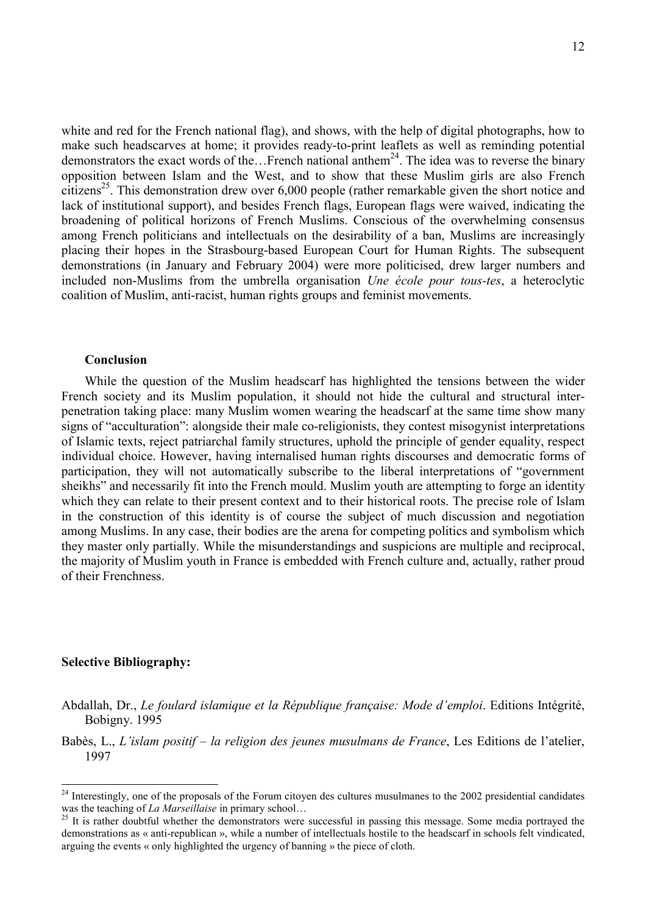white and red for the French national flag), and shows, with the help of digital photographs, how to make such headscarves at home; it provides ready-to-print leaflets as well as reminding potential demonstrators the exact words of the…French national anthem[24]. The idea was to reverse the binary opposition between Islam and the West, and to show that these Muslim girls are also French citizens[25]. This demonstration drew over 6,000 people (rather remarkable given the short notice and lack of institutional support), and besides French flags, European flags were waived, indicating the broadening of political horizons of French Muslims. Conscious of the overwhelming consensus among French politicians and intellectuals on the desirability of a ban, Muslims are increasingly placing their hopes in the Strasbourg-based European Court for Human Rights. The subsequent demonstrations (in January and February 2004) were more politicised, drew larger numbers and included non-Muslims from the umbrella organisation *Une école pour tous-tes*, a heteroclytic coalition of Muslim, anti-racist, human rights groups and feminist movements.

### Conclusion

While the question of the Muslim headscarf has highlighted the tensions between the wider French society and its Muslim population, it should not hide the cultural and structural inter-penetration taking place: many Muslim women wearing the headscarf at the same time show many signs of "acculturation": alongside their male co-religionists, they contest misogynist interpretations of Islamic texts, reject patriarchal family structures, uphold the principle of gender equality, respect individual choice. However, having internalised human rights discourses and democratic forms of participation, they will not automatically subscribe to the liberal interpretations of "government sheikhs" and necessarily fit into the French mould. Muslim youth are attempting to forge an identity which they can relate to their present context and to their historical roots. The precise role of Islam in the construction of this identity is of course the subject of much discussion and negotiation among Muslims. In any case, their bodies are the arena for competing politics and symbolism which they master only partially. While the misunderstandings and suspicions are multiple and reciprocal, the majority of Muslim youth in France is embedded with French culture and, actually, rather proud of their Frenchness.

## Selective Bibliography:

Abdallah, Dr., *Le foulard islamique et la République française: Mode d'emploi*. Editions Intégrité, Bobigny. 1995

Babès, L., *L'islam positif – la religion des jeunes musulmans de France*, Les Editions de l'atelier, 1997

---

[24] Interestingly, one of the proposals of the Forum citoyen des cultures musulmanes to the 2002 presidential candidates was the teaching of *La Marseillaise* in primary school…

[25] It is rather doubtful whether the demonstrators were successful in passing this message. Some media portrayed the demonstrations as « anti-republican », while a number of intellectuals hostile to the headscarf in schools felt vindicated, arguing the events « only highlighted the urgency of banning » the piece of cloth.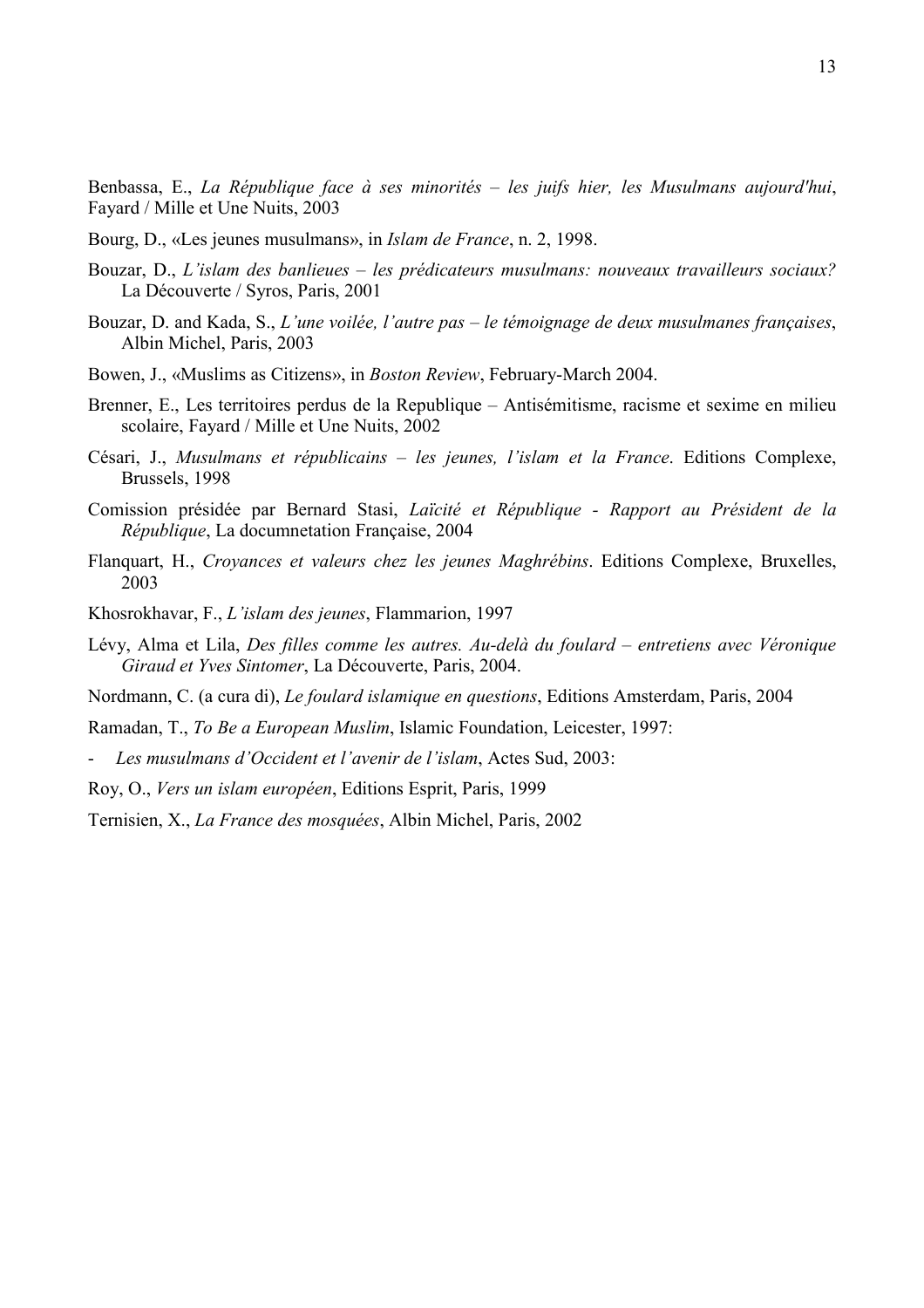Benbassa, E., *La République face à ses minorités – les juifs hier, les Musulmans aujourd'hui*, Fayard / Mille et Une Nuits, 2003

Bourg, D., «Les jeunes musulmans», in *Islam de France*, n. 2, 1998.

Bouzar, D., *L'islam des banlieues – les prédicateurs musulmans: nouveaux travailleurs sociaux?* La Découverte / Syros, Paris, 2001

Bouzar, D. and Kada, S., *L'une voilée, l'autre pas – le témoignage de deux musulmanes françaises*, Albin Michel, Paris, 2003

Bowen, J., «Muslims as Citizens», in *Boston Review*, February-March 2004.

Brenner, E., Les territoires perdus de la Republique – Antisémitisme, racisme et sexime en milieu scolaire, Fayard / Mille et Une Nuits, 2002

Césari, J., *Musulmans et républicains – les jeunes, l'islam et la France*. Editions Complexe, Brussels, 1998

Comission présidée par Bernard Stasi, *Laïcité et République - Rapport au Président de la République*, La documnetation Française, 2004

Flanquart, H., *Croyances et valeurs chez les jeunes Maghrébins*. Editions Complexe, Bruxelles, 2003

Khosrokhavar, F., *L'islam des jeunes*, Flammarion, 1997

Lévy, Alma et Lila, *Des filles comme les autres. Au-delà du foulard – entretiens avec Véronique Giraud et Yves Sintomer*, La Découverte, Paris, 2004.

Nordmann, C. (a cura di), *Le foulard islamique en questions*, Editions Amsterdam, Paris, 2004

Ramadan, T., *To Be a European Muslim*, Islamic Foundation, Leicester, 1997:

- *Les musulmans d'Occident et l'avenir de l'islam*, Actes Sud, 2003:

Roy, O., *Vers un islam européen*, Editions Esprit, Paris, 1999

Ternisien, X., *La France des mosquées*, Albin Michel, Paris, 2002